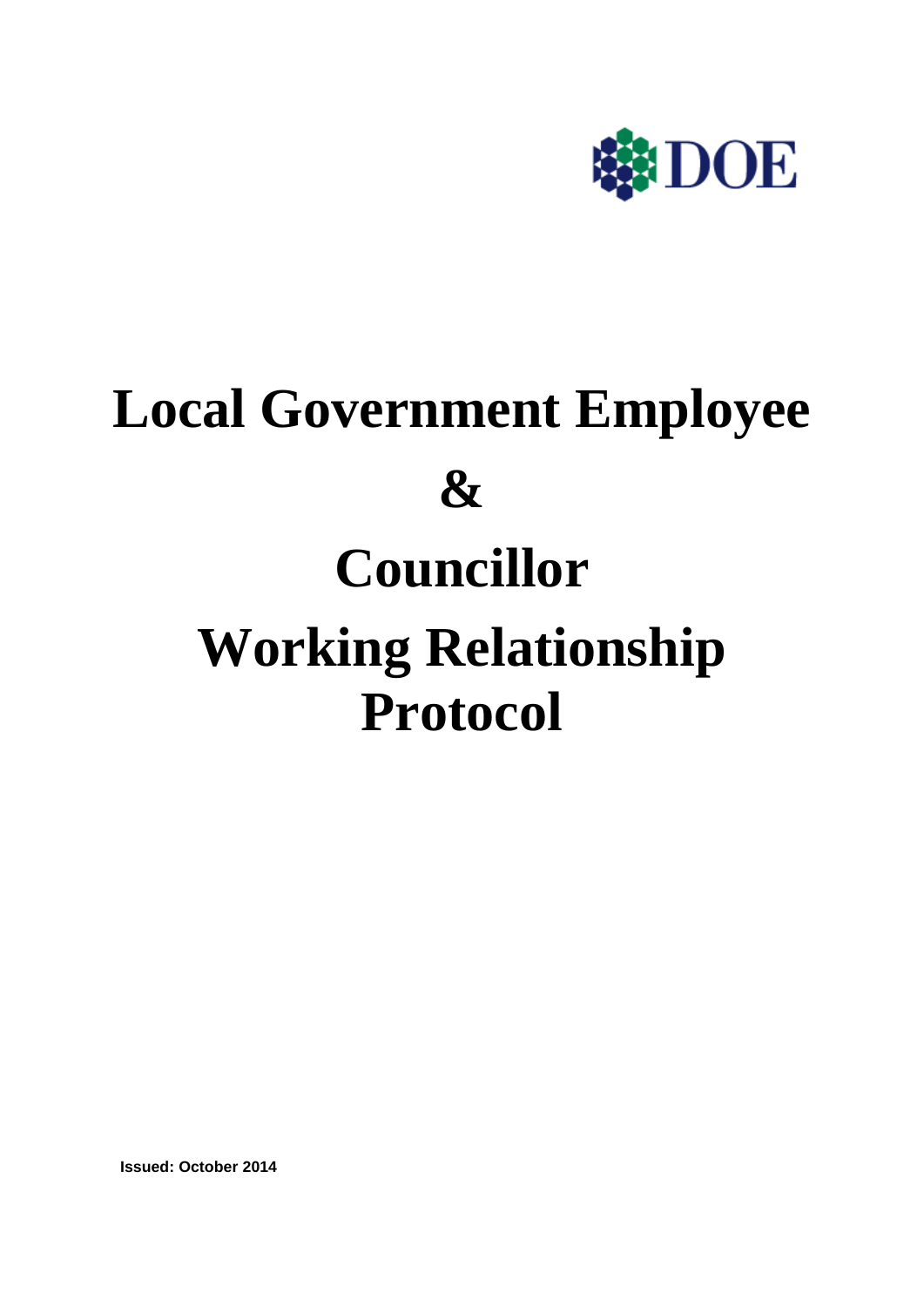DOE

# Local Government Employee & Councillor Working Relationship Protocol

**Issued: October 2014**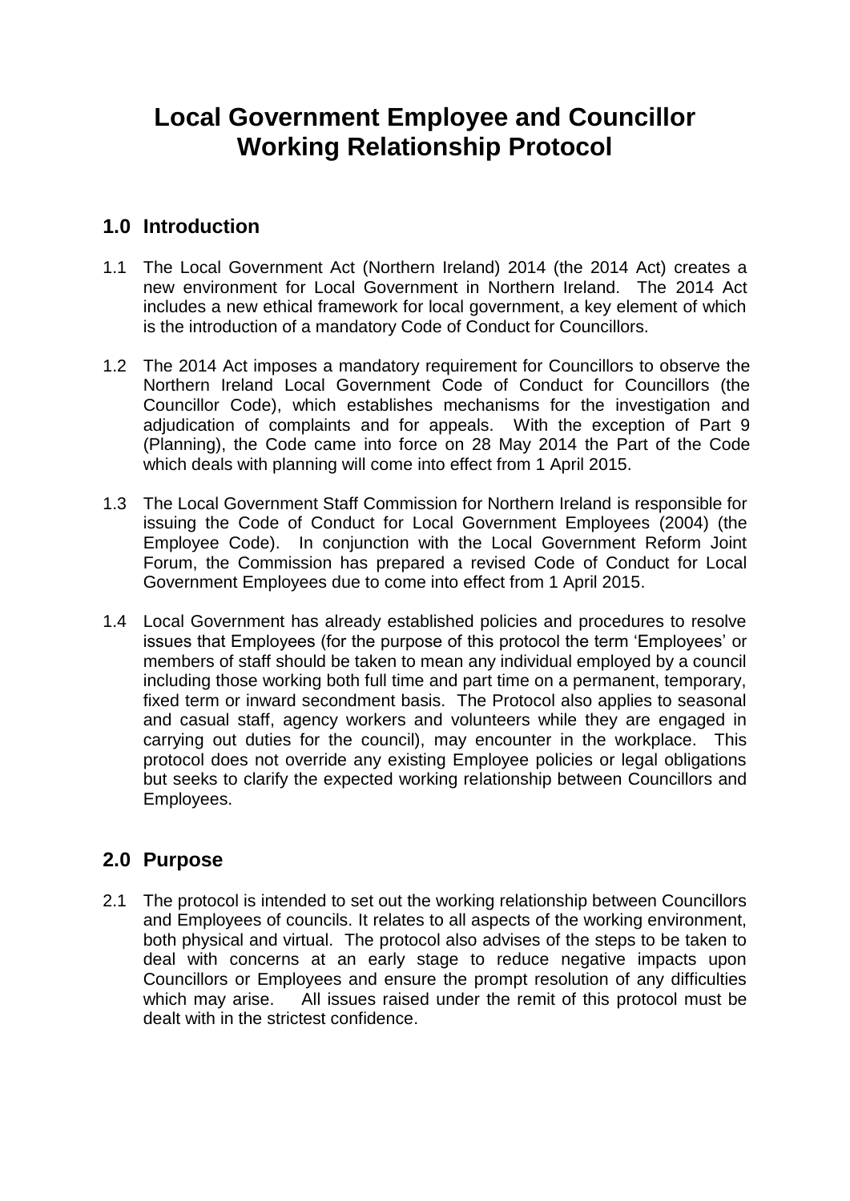# Local Government Employee and Councillor Working Relationship Protocol

## 1.0 Introduction

1.1 The Local Government Act (Northern Ireland) 2014 (the 2014 Act) creates a new environment for Local Government in Northern Ireland. The 2014 Act includes a new ethical framework for local government, a key element of which is the introduction of a mandatory Code of Conduct for Councillors.

1.2 The 2014 Act imposes a mandatory requirement for Councillors to observe the Northern Ireland Local Government Code of Conduct for Councillors (the Councillor Code), which establishes mechanisms for the investigation and adjudication of complaints and for appeals. With the exception of Part 9 (Planning), the Code came into force on 28 May 2014 the Part of the Code which deals with planning will come into effect from 1 April 2015.

1.3 The Local Government Staff Commission for Northern Ireland is responsible for issuing the Code of Conduct for Local Government Employees (2004) (the Employee Code). In conjunction with the Local Government Reform Joint Forum, the Commission has prepared a revised Code of Conduct for Local Government Employees due to come into effect from 1 April 2015.

1.4 Local Government has already established policies and procedures to resolve issues that Employees (for the purpose of this protocol the term 'Employees' or members of staff should be taken to mean any individual employed by a council including those working both full time and part time on a permanent, temporary, fixed term or inward secondment basis. The Protocol also applies to seasonal and casual staff, agency workers and volunteers while they are engaged in carrying out duties for the council), may encounter in the workplace. This protocol does not override any existing Employee policies or legal obligations but seeks to clarify the expected working relationship between Councillors and Employees.

## 2.0 Purpose

2.1 The protocol is intended to set out the working relationship between Councillors and Employees of councils. It relates to all aspects of the working environment, both physical and virtual. The protocol also advises of the steps to be taken to deal with concerns at an early stage to reduce negative impacts upon Councillors or Employees and ensure the prompt resolution of any difficulties which may arise. All issues raised under the remit of this protocol must be dealt with in the strictest confidence.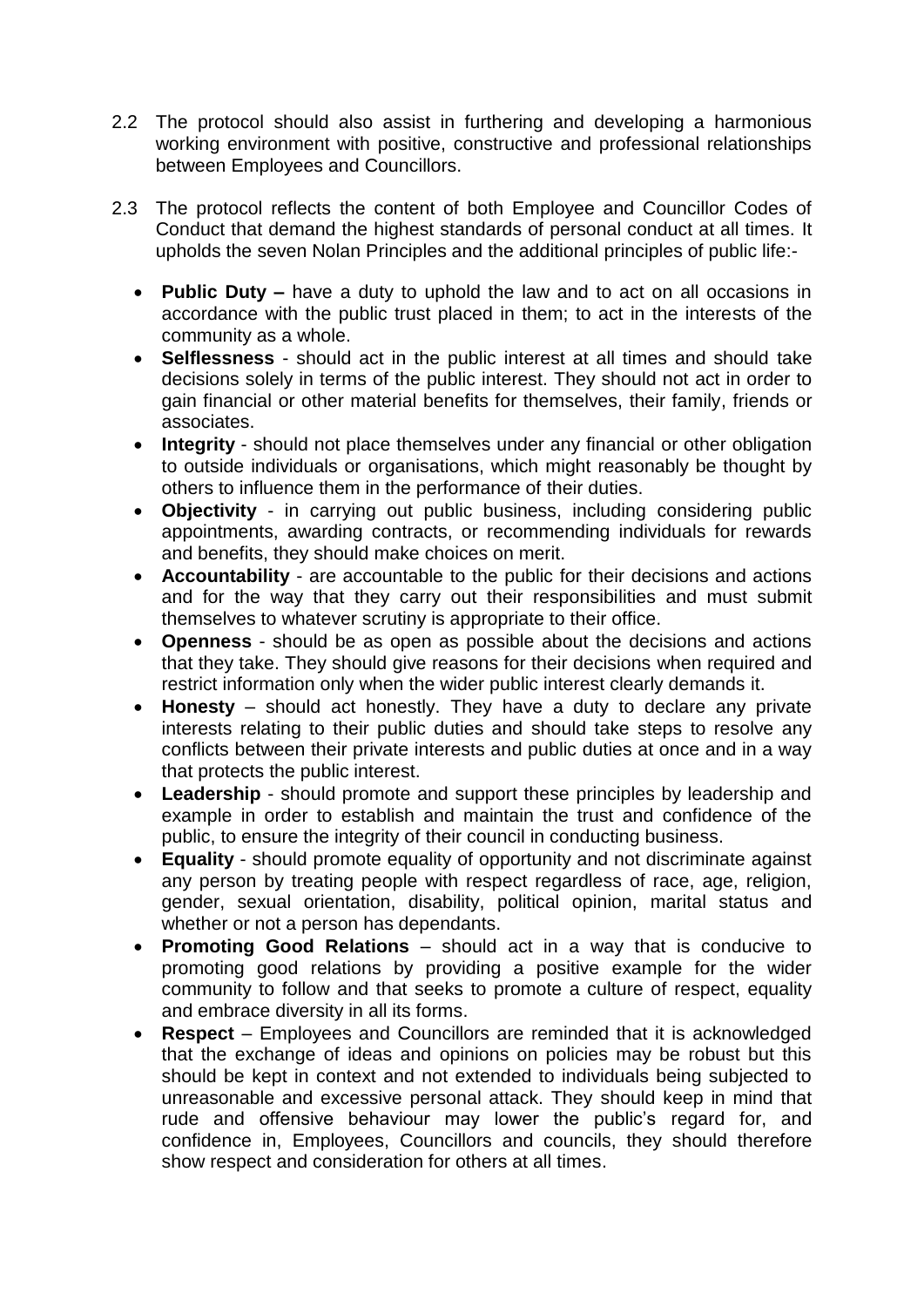2.2 The protocol should also assist in furthering and developing a harmonious working environment with positive, constructive and professional relationships between Employees and Councillors.

2.3 The protocol reflects the content of both Employee and Councillor Codes of Conduct that demand the highest standards of personal conduct at all times. It upholds the seven Nolan Principles and the additional principles of public life:-

- **Public Duty –** have a duty to uphold the law and to act on all occasions in accordance with the public trust placed in them; to act in the interests of the community as a whole.
- **Selflessness** - should act in the public interest at all times and should take decisions solely in terms of the public interest. They should not act in order to gain financial or other material benefits for themselves, their family, friends or associates.
- **Integrity** - should not place themselves under any financial or other obligation to outside individuals or organisations, which might reasonably be thought by others to influence them in the performance of their duties.
- **Objectivity** - in carrying out public business, including considering public appointments, awarding contracts, or recommending individuals for rewards and benefits, they should make choices on merit.
- **Accountability** - are accountable to the public for their decisions and actions and for the way that they carry out their responsibilities and must submit themselves to whatever scrutiny is appropriate to their office.
- **Openness** - should be as open as possible about the decisions and actions that they take. They should give reasons for their decisions when required and restrict information only when the wider public interest clearly demands it.
- **Honesty** – should act honestly. They have a duty to declare any private interests relating to their public duties and should take steps to resolve any conflicts between their private interests and public duties at once and in a way that protects the public interest.
- **Leadership** - should promote and support these principles by leadership and example in order to establish and maintain the trust and confidence of the public, to ensure the integrity of their council in conducting business.
- **Equality** - should promote equality of opportunity and not discriminate against any person by treating people with respect regardless of race, age, religion, gender, sexual orientation, disability, political opinion, marital status and whether or not a person has dependants.
- **Promoting Good Relations** – should act in a way that is conducive to promoting good relations by providing a positive example for the wider community to follow and that seeks to promote a culture of respect, equality and embrace diversity in all its forms.
- **Respect** – Employees and Councillors are reminded that it is acknowledged that the exchange of ideas and opinions on policies may be robust but this should be kept in context and not extended to individuals being subjected to unreasonable and excessive personal attack. They should keep in mind that rude and offensive behaviour may lower the public's regard for, and confidence in, Employees, Councillors and councils, they should therefore show respect and consideration for others at all times.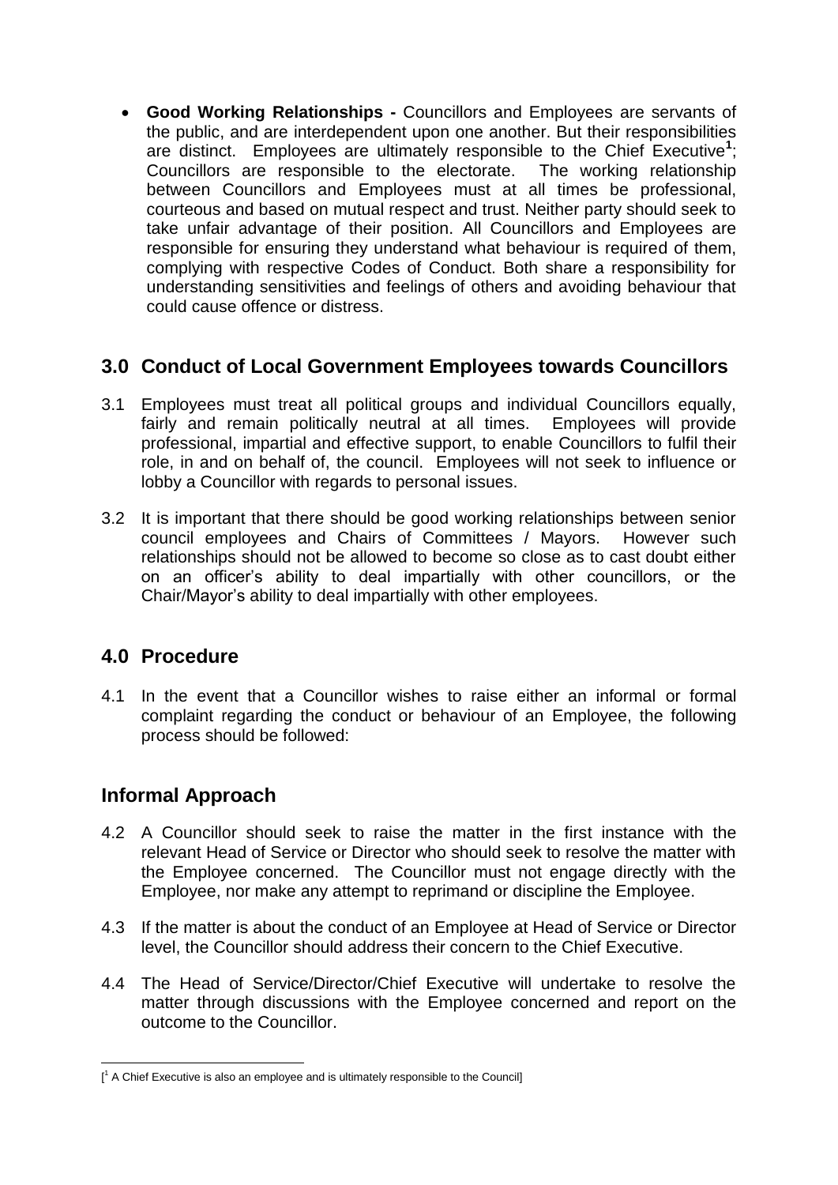- **Good Working Relationships -** Councillors and Employees are servants of the public, and are interdependent upon one another. But their responsibilities are distinct. Employees are ultimately responsible to the Chief Executive[1]; Councillors are responsible to the electorate. The working relationship between Councillors and Employees must at all times be professional, courteous and based on mutual respect and trust. Neither party should seek to take unfair advantage of their position. All Councillors and Employees are responsible for ensuring they understand what behaviour is required of them, complying with respective Codes of Conduct. Both share a responsibility for understanding sensitivities and feelings of others and avoiding behaviour that could cause offence or distress.

## 3.0 Conduct of Local Government Employees towards Councillors

3.1 Employees must treat all political groups and individual Councillors equally, fairly and remain politically neutral at all times. Employees will provide professional, impartial and effective support, to enable Councillors to fulfil their role, in and on behalf of, the council. Employees will not seek to influence or lobby a Councillor with regards to personal issues.

3.2 It is important that there should be good working relationships between senior council employees and Chairs of Committees / Mayors. However such relationships should not be allowed to become so close as to cast doubt either on an officer's ability to deal impartially with other councillors, or the Chair/Mayor's ability to deal impartially with other employees.

## 4.0 Procedure

4.1 In the event that a Councillor wishes to raise either an informal or formal complaint regarding the conduct or behaviour of an Employee, the following process should be followed:

## Informal Approach

4.2 A Councillor should seek to raise the matter in the first instance with the relevant Head of Service or Director who should seek to resolve the matter with the Employee concerned. The Councillor must not engage directly with the Employee, nor make any attempt to reprimand or discipline the Employee.

4.3 If the matter is about the conduct of an Employee at Head of Service or Director level, the Councillor should address their concern to the Chief Executive.

4.4 The Head of Service/Director/Chief Executive will undertake to resolve the matter through discussions with the Employee concerned and report on the outcome to the Councillor.

---

[[1] A Chief Executive is also an employee and is ultimately responsible to the Council]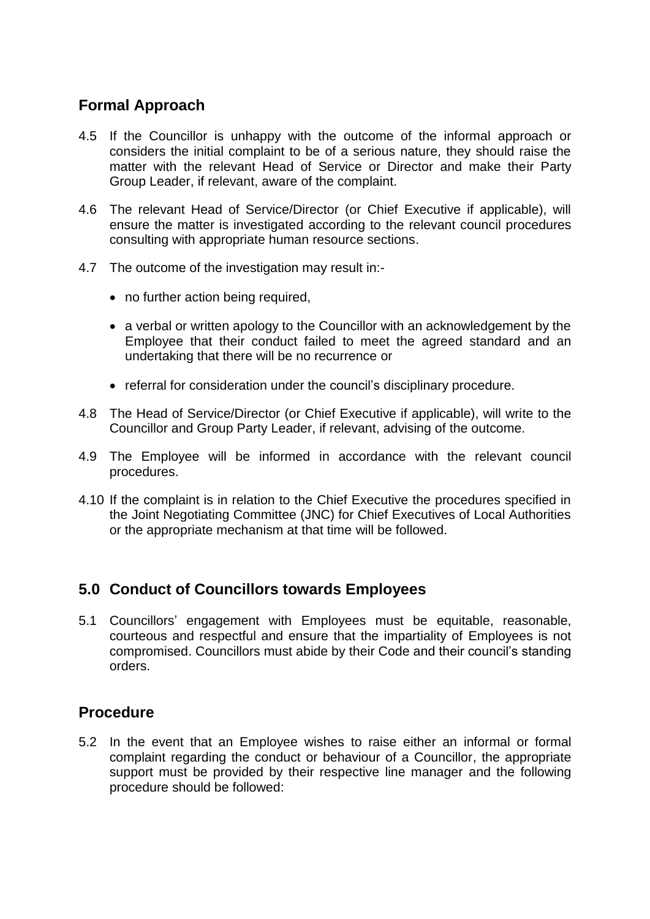### Formal Approach

4.5 If the Councillor is unhappy with the outcome of the informal approach or considers the initial complaint to be of a serious nature, they should raise the matter with the relevant Head of Service or Director and make their Party Group Leader, if relevant, aware of the complaint.

4.6 The relevant Head of Service/Director (or Chief Executive if applicable), will ensure the matter is investigated according to the relevant council procedures consulting with appropriate human resource sections.

4.7 The outcome of the investigation may result in:-

- no further action being required,
- a verbal or written apology to the Councillor with an acknowledgement by the Employee that their conduct failed to meet the agreed standard and an undertaking that there will be no recurrence or
- referral for consideration under the council's disciplinary procedure.

4.8 The Head of Service/Director (or Chief Executive if applicable), will write to the Councillor and Group Party Leader, if relevant, advising of the outcome.

4.9 The Employee will be informed in accordance with the relevant council procedures.

4.10 If the complaint is in relation to the Chief Executive the procedures specified in the Joint Negotiating Committee (JNC) for Chief Executives of Local Authorities or the appropriate mechanism at that time will be followed.

## 5.0 Conduct of Councillors towards Employees

5.1 Councillors' engagement with Employees must be equitable, reasonable, courteous and respectful and ensure that the impartiality of Employees is not compromised. Councillors must abide by their Code and their council's standing orders.

### Procedure

5.2 In the event that an Employee wishes to raise either an informal or formal complaint regarding the conduct or behaviour of a Councillor, the appropriate support must be provided by their respective line manager and the following procedure should be followed: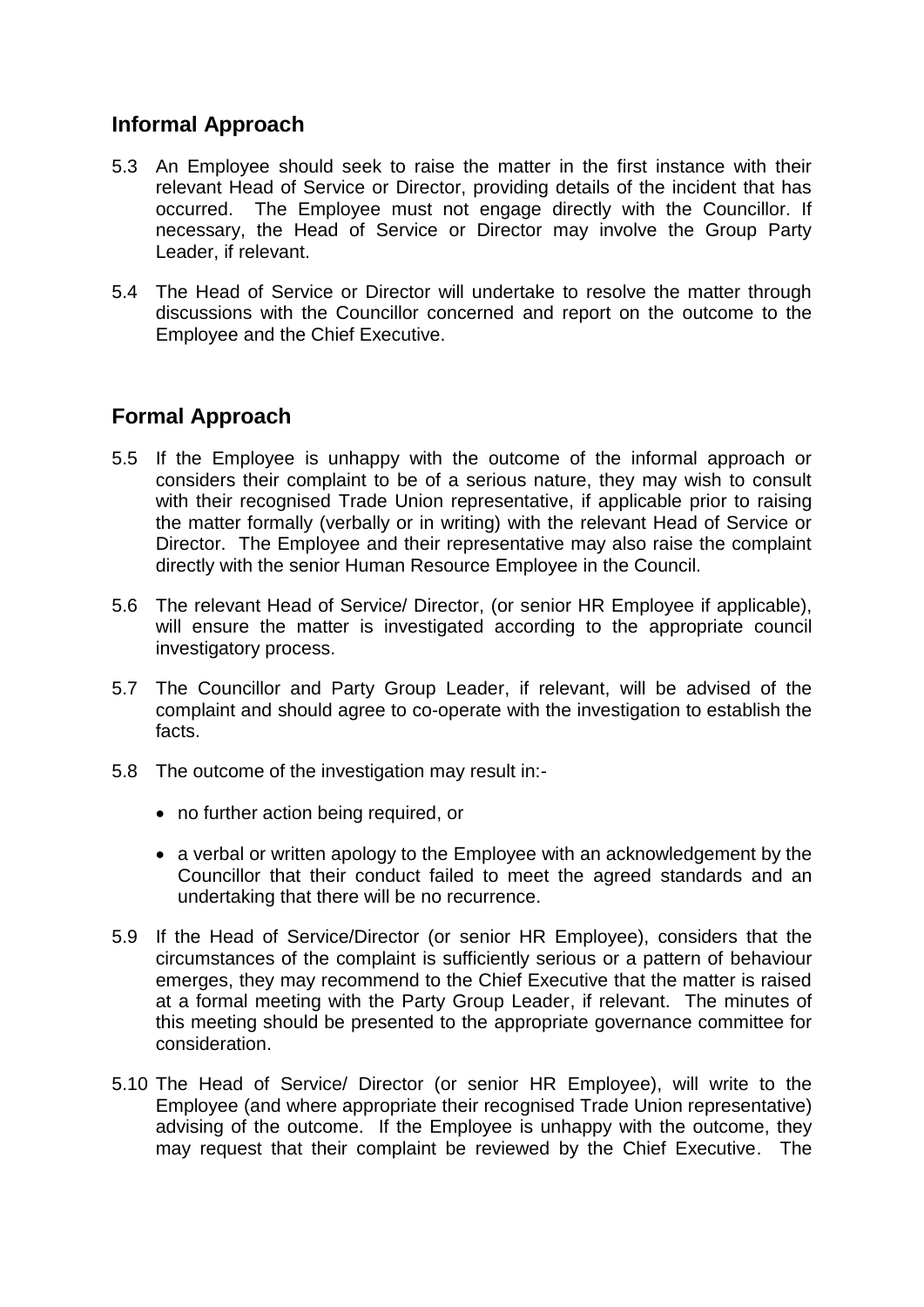## Informal Approach

5.3 An Employee should seek to raise the matter in the first instance with their relevant Head of Service or Director, providing details of the incident that has occurred. The Employee must not engage directly with the Councillor. If necessary, the Head of Service or Director may involve the Group Party Leader, if relevant.

5.4 The Head of Service or Director will undertake to resolve the matter through discussions with the Councillor concerned and report on the outcome to the Employee and the Chief Executive.

## Formal Approach

5.5 If the Employee is unhappy with the outcome of the informal approach or considers their complaint to be of a serious nature, they may wish to consult with their recognised Trade Union representative, if applicable prior to raising the matter formally (verbally or in writing) with the relevant Head of Service or Director. The Employee and their representative may also raise the complaint directly with the senior Human Resource Employee in the Council.

5.6 The relevant Head of Service/ Director, (or senior HR Employee if applicable), will ensure the matter is investigated according to the appropriate council investigatory process.

5.7 The Councillor and Party Group Leader, if relevant, will be advised of the complaint and should agree to co-operate with the investigation to establish the facts.

5.8 The outcome of the investigation may result in:-

- no further action being required, or
- a verbal or written apology to the Employee with an acknowledgement by the Councillor that their conduct failed to meet the agreed standards and an undertaking that there will be no recurrence.

5.9 If the Head of Service/Director (or senior HR Employee), considers that the circumstances of the complaint is sufficiently serious or a pattern of behaviour emerges, they may recommend to the Chief Executive that the matter is raised at a formal meeting with the Party Group Leader, if relevant. The minutes of this meeting should be presented to the appropriate governance committee for consideration.

5.10 The Head of Service/ Director (or senior HR Employee), will write to the Employee (and where appropriate their recognised Trade Union representative) advising of the outcome. If the Employee is unhappy with the outcome, they may request that their complaint be reviewed by the Chief Executive. The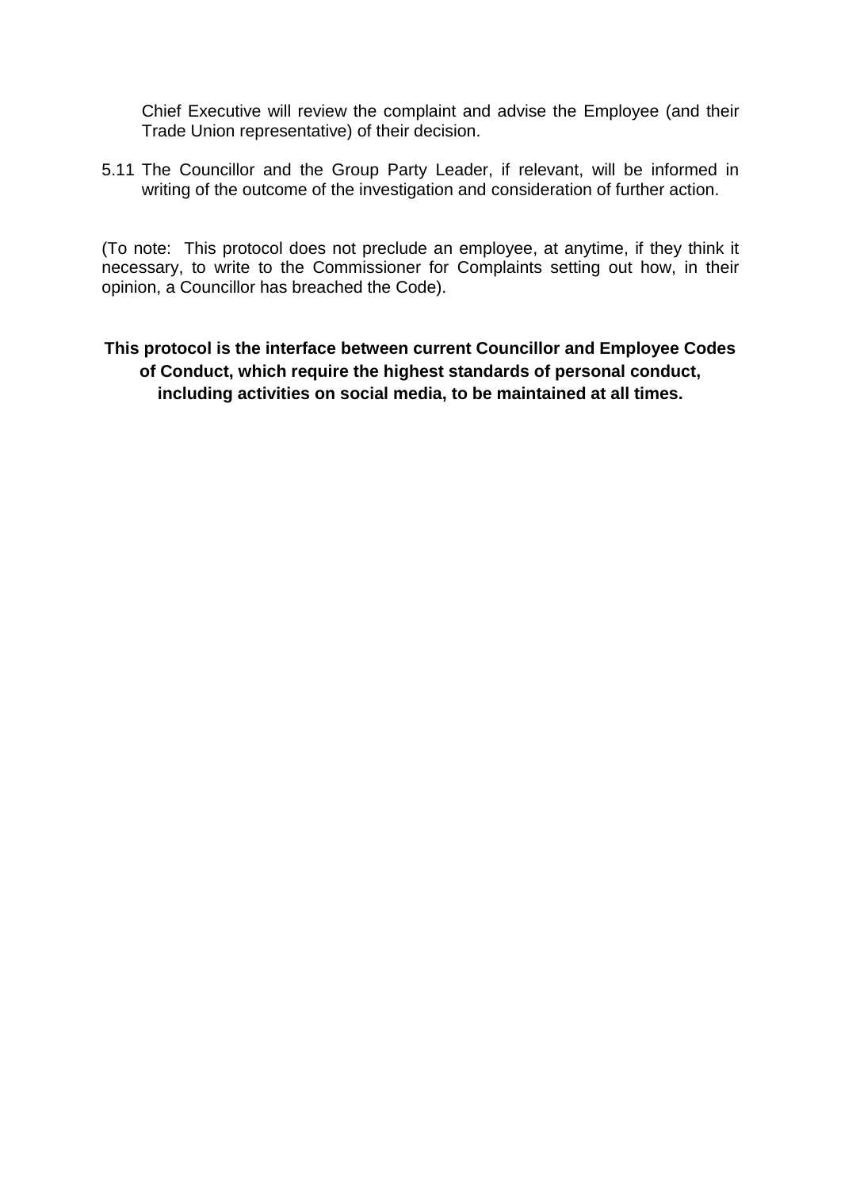Chief Executive will review the complaint and advise the Employee (and their Trade Union representative) of their decision.

5.11 The Councillor and the Group Party Leader, if relevant, will be informed in writing of the outcome of the investigation and consideration of further action.

(To note: This protocol does not preclude an employee, at anytime, if they think it necessary, to write to the Commissioner for Complaints setting out how, in their opinion, a Councillor has breached the Code).

**This protocol is the interface between current Councillor and Employee Codes of Conduct, which require the highest standards of personal conduct, including activities on social media, to be maintained at all times.**